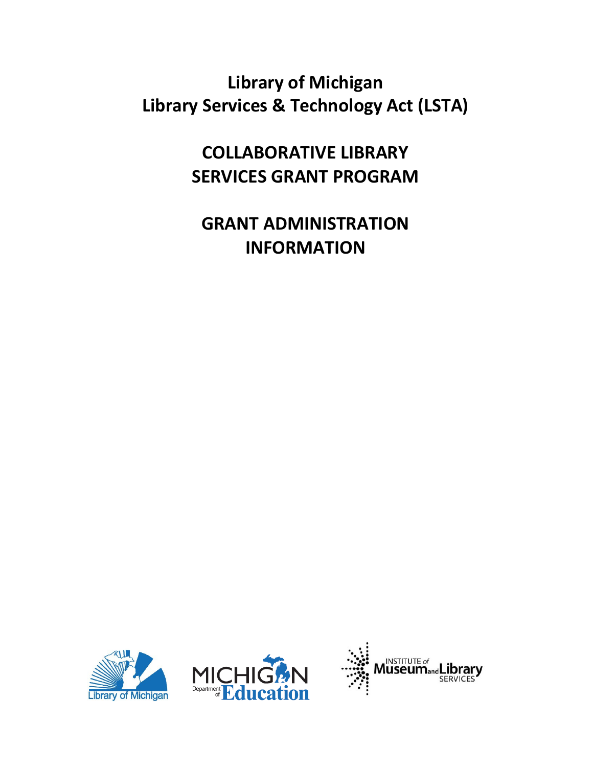# Library of Michigan
# Library Services & Technology Act (LSTA)

## COLLABORATIVE LIBRARY SERVICES GRANT PROGRAM

## GRANT ADMINISTRATION INFORMATION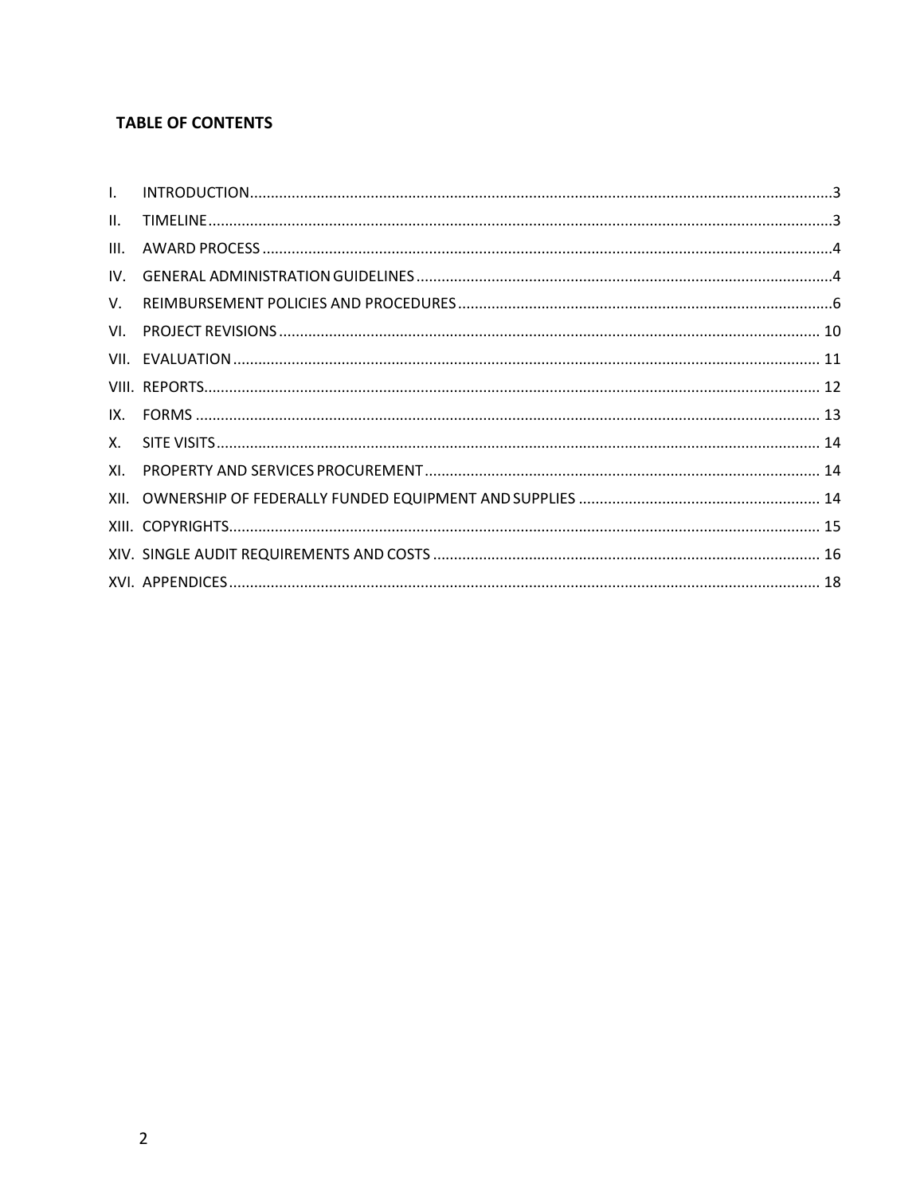**TABLE OF CONTENTS**

I. INTRODUCTION....3
II. TIMELINE....3
III. AWARD PROCESS....4
IV. GENERAL ADMINISTRATION GUIDELINES....4
V. REIMBURSEMENT POLICIES AND PROCEDURES....6
VI. PROJECT REVISIONS....10
VII. EVALUATION....11
VIII. REPORTS....12
IX. FORMS....13
X. SITE VISITS....14
XI. PROPERTY AND SERVICES PROCUREMENT....14
XII. OWNERSHIP OF FEDERALLY FUNDED EQUIPMENT AND SUPPLIES....14
XIII. COPYRIGHTS....15
XIV. SINGLE AUDIT REQUIREMENTS AND COSTS....16
XVI. APPENDICES....18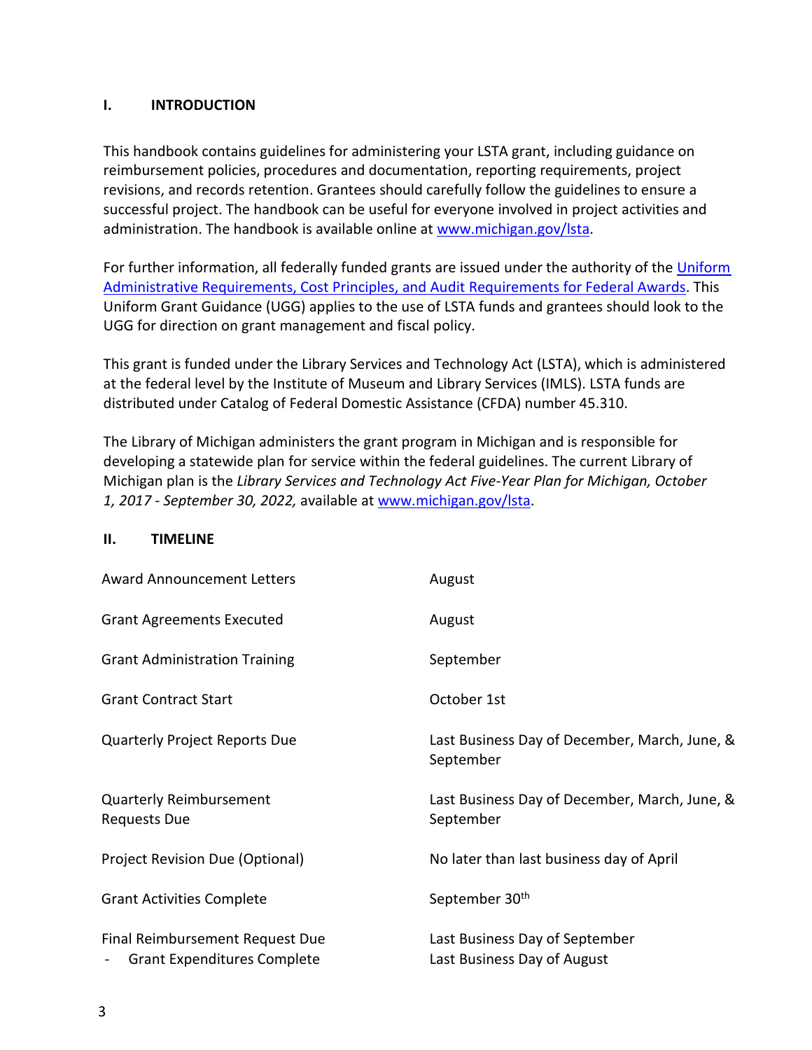## I. INTRODUCTION

This handbook contains guidelines for administering your LSTA grant, including guidance on reimbursement policies, procedures and documentation, reporting requirements, project revisions, and records retention. Grantees should carefully follow the guidelines to ensure a successful project. The handbook can be useful for everyone involved in project activities and administration. The handbook is available online at www.michigan.gov/lsta.

For further information, all federally funded grants are issued under the authority of the Uniform Administrative Requirements, Cost Principles, and Audit Requirements for Federal Awards. This Uniform Grant Guidance (UGG) applies to the use of LSTA funds and grantees should look to the UGG for direction on grant management and fiscal policy.

This grant is funded under the Library Services and Technology Act (LSTA), which is administered at the federal level by the Institute of Museum and Library Services (IMLS). LSTA funds are distributed under Catalog of Federal Domestic Assistance (CFDA) number 45.310.

The Library of Michigan administers the grant program in Michigan and is responsible for developing a statewide plan for service within the federal guidelines. The current Library of Michigan plan is the *Library Services and Technology Act Five-Year Plan for Michigan, October 1, 2017 - September 30, 2022,* available at www.michigan.gov/lsta.

## II. TIMELINE

| | |
|---|---|
| Award Announcement Letters | August |
| Grant Agreements Executed | August |
| Grant Administration Training | September |
| Grant Contract Start | October 1st |
| Quarterly Project Reports Due | Last Business Day of December, March, June, & September |
| Quarterly Reimbursement Requests Due | Last Business Day of December, March, June, & September |
| Project Revision Due (Optional) | No later than last business day of April |
| Grant Activities Complete | September 30th |
| Final Reimbursement Request Due | Last Business Day of September |
| - Grant Expenditures Complete | Last Business Day of August |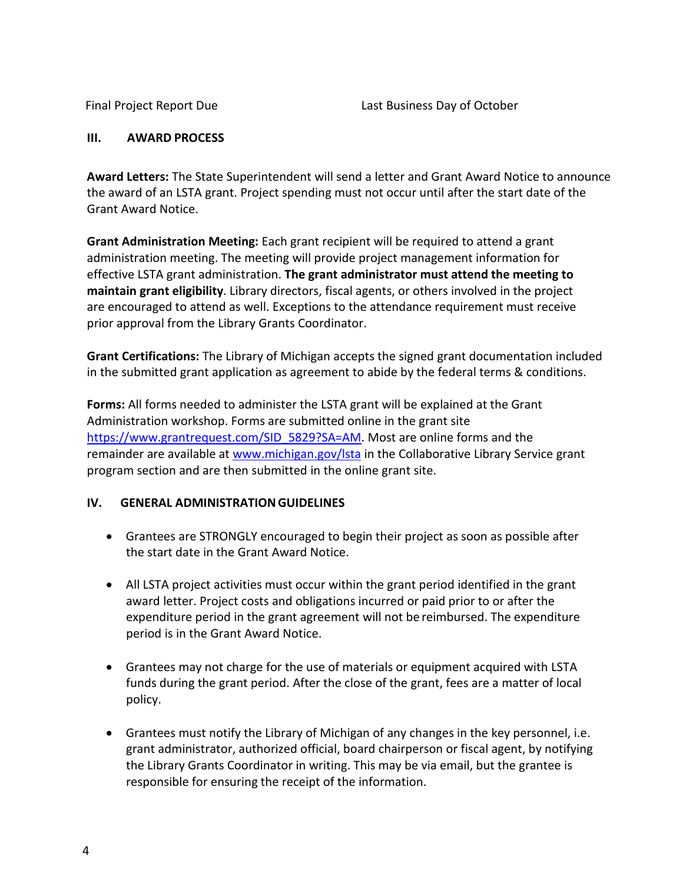| Final Project Report Due | Last Business Day of October |
| --- | --- |

## III. AWARD PROCESS

**Award Letters:** The State Superintendent will send a letter and Grant Award Notice to announce the award of an LSTA grant. Project spending must not occur until after the start date of the Grant Award Notice.

**Grant Administration Meeting:** Each grant recipient will be required to attend a grant administration meeting. The meeting will provide project management information for effective LSTA grant administration. **The grant administrator must attend the meeting to maintain grant eligibility**. Library directors, fiscal agents, or others involved in the project are encouraged to attend as well. Exceptions to the attendance requirement must receive prior approval from the Library Grants Coordinator.

**Grant Certifications:** The Library of Michigan accepts the signed grant documentation included in the submitted grant application as agreement to abide by the federal terms & conditions.

**Forms:** All forms needed to administer the LSTA grant will be explained at the Grant Administration workshop. Forms are submitted online in the grant site [https://www.grantrequest.com/SID_5829?SA=AM](https://www.grantrequest.com/SID_5829?SA=AM). Most are online forms and the remainder are available at [www.michigan.gov/lsta](http://www.michigan.gov/lsta) in the Collaborative Library Service grant program section and are then submitted in the online grant site.

## IV. GENERAL ADMINISTRATION GUIDELINES

- Grantees are STRONGLY encouraged to begin their project as soon as possible after the start date in the Grant Award Notice.
- All LSTA project activities must occur within the grant period identified in the grant award letter. Project costs and obligations incurred or paid prior to or after the expenditure period in the grant agreement will not be reimbursed. The expenditure period is in the Grant Award Notice.
- Grantees may not charge for the use of materials or equipment acquired with LSTA funds during the grant period. After the close of the grant, fees are a matter of local policy.
- Grantees must notify the Library of Michigan of any changes in the key personnel, i.e. grant administrator, authorized official, board chairperson or fiscal agent, by notifying the Library Grants Coordinator in writing. This may be via email, but the grantee is responsible for ensuring the receipt of the information.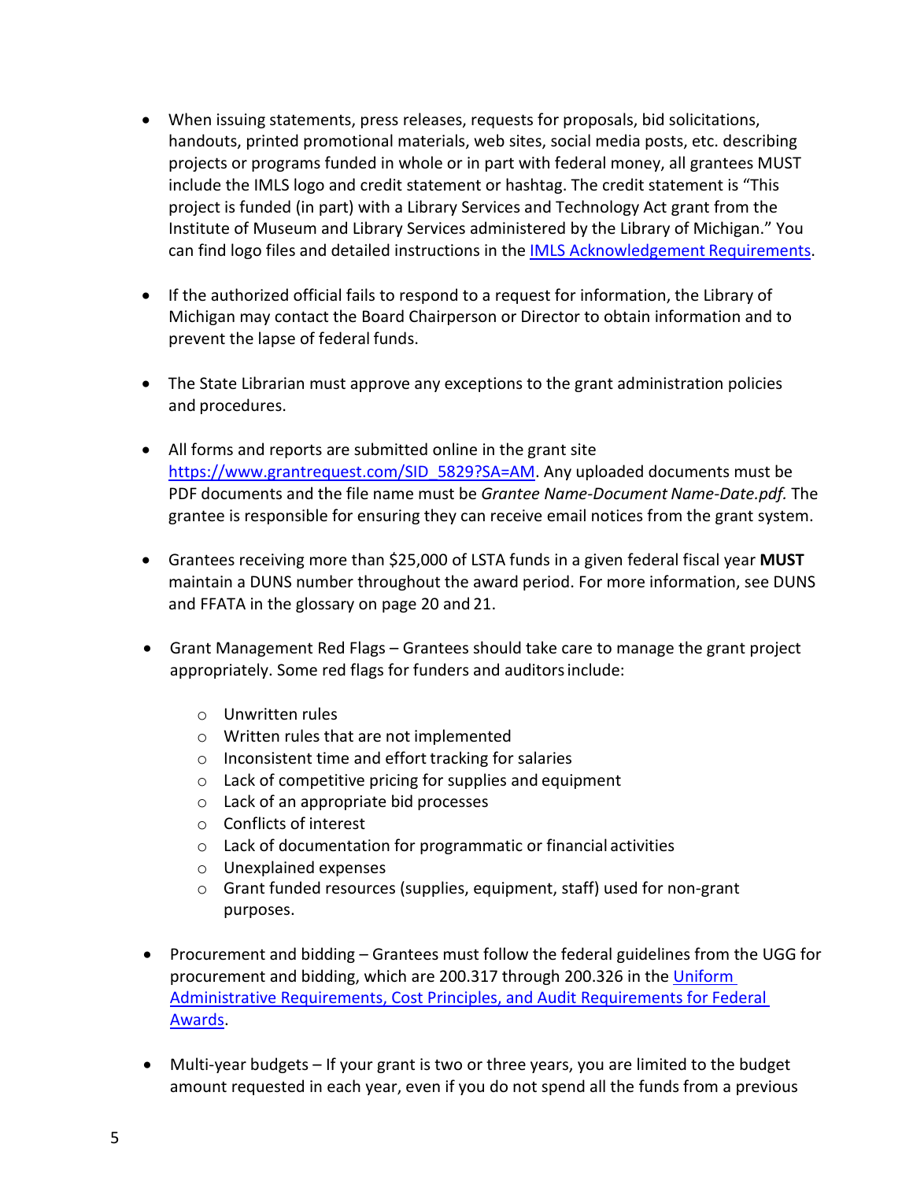- When issuing statements, press releases, requests for proposals, bid solicitations, handouts, printed promotional materials, web sites, social media posts, etc. describing projects or programs funded in whole or in part with federal money, all grantees MUST include the IMLS logo and credit statement or hashtag. The credit statement is "This project is funded (in part) with a Library Services and Technology Act grant from the Institute of Museum and Library Services administered by the Library of Michigan." You can find logo files and detailed instructions in the [IMLS Acknowledgement Requirements](IMLS Acknowledgement Requirements).

- If the authorized official fails to respond to a request for information, the Library of Michigan may contact the Board Chairperson or Director to obtain information and to prevent the lapse of federal funds.

- The State Librarian must approve any exceptions to the grant administration policies and procedures.

- All forms and reports are submitted online in the grant site https://www.grantrequest.com/SID_5829?SA=AM. Any uploaded documents must be PDF documents and the file name must be *Grantee Name-Document Name-Date.pdf.* The grantee is responsible for ensuring they can receive email notices from the grant system.

- Grantees receiving more than $25,000 of LSTA funds in a given federal fiscal year **MUST** maintain a DUNS number throughout the award period. For more information, see DUNS and FFATA in the glossary on page 20 and 21.

- Grant Management Red Flags – Grantees should take care to manage the grant project appropriately. Some red flags for funders and auditors include:
  - Unwritten rules
  - Written rules that are not implemented
  - Inconsistent time and effort tracking for salaries
  - Lack of competitive pricing for supplies and equipment
  - Lack of an appropriate bid processes
  - Conflicts of interest
  - Lack of documentation for programmatic or financial activities
  - Unexplained expenses
  - Grant funded resources (supplies, equipment, staff) used for non-grant purposes.

- Procurement and bidding – Grantees must follow the federal guidelines from the UGG for procurement and bidding, which are 200.317 through 200.326 in the Uniform Administrative Requirements, Cost Principles, and Audit Requirements for Federal Awards.

- Multi-year budgets – If your grant is two or three years, you are limited to the budget amount requested in each year, even if you do not spend all the funds from a previous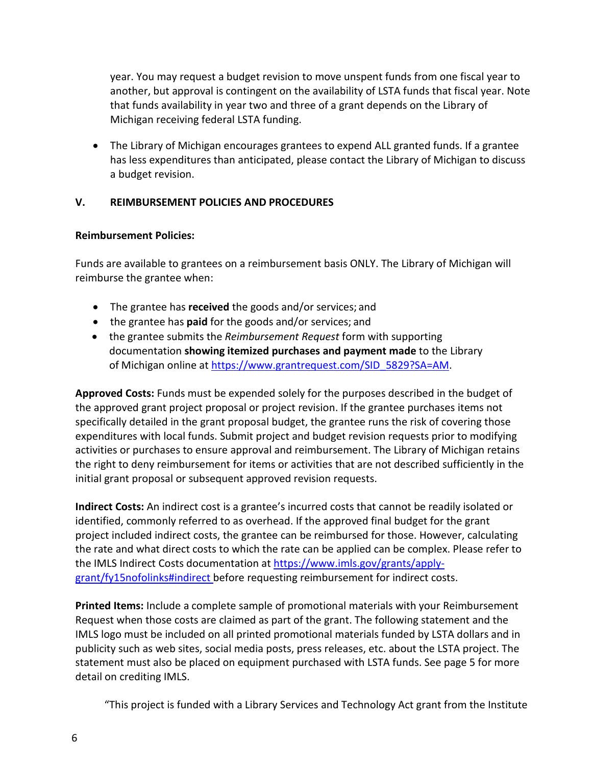year. You may request a budget revision to move unspent funds from one fiscal year to another, but approval is contingent on the availability of LSTA funds that fiscal year. Note that funds availability in year two and three of a grant depends on the Library of Michigan receiving federal LSTA funding.

- The Library of Michigan encourages grantees to expend ALL granted funds. If a grantee has less expenditures than anticipated, please contact the Library of Michigan to discuss a budget revision.

## V. REIMBURSEMENT POLICIES AND PROCEDURES

**Reimbursement Policies:**

Funds are available to grantees on a reimbursement basis ONLY. The Library of Michigan will reimburse the grantee when:

- The grantee has **received** the goods and/or services; and
- the grantee has **paid** for the goods and/or services; and
- the grantee submits the *Reimbursement Request* form with supporting documentation **showing itemized purchases and payment made** to the Library of Michigan online at https://www.grantrequest.com/SID_5829?SA=AM.

**Approved Costs:** Funds must be expended solely for the purposes described in the budget of the approved grant project proposal or project revision. If the grantee purchases items not specifically detailed in the grant proposal budget, the grantee runs the risk of covering those expenditures with local funds. Submit project and budget revision requests prior to modifying activities or purchases to ensure approval and reimbursement. The Library of Michigan retains the right to deny reimbursement for items or activities that are not described sufficiently in the initial grant proposal or subsequent approved revision requests.

**Indirect Costs:** An indirect cost is a grantee's incurred costs that cannot be readily isolated or identified, commonly referred to as overhead. If the approved final budget for the grant project included indirect costs, the grantee can be reimbursed for those. However, calculating the rate and what direct costs to which the rate can be applied can be complex. Please refer to the IMLS Indirect Costs documentation at https://www.imls.gov/grants/apply-grant/fy15nofolinks#indirect before requesting reimbursement for indirect costs.

**Printed Items:** Include a complete sample of promotional materials with your Reimbursement Request when those costs are claimed as part of the grant. The following statement and the IMLS logo must be included on all printed promotional materials funded by LSTA dollars and in publicity such as web sites, social media posts, press releases, etc. about the LSTA project. The statement must also be placed on equipment purchased with LSTA funds. See page 5 for more detail on crediting IMLS.

"This project is funded with a Library Services and Technology Act grant from the Institute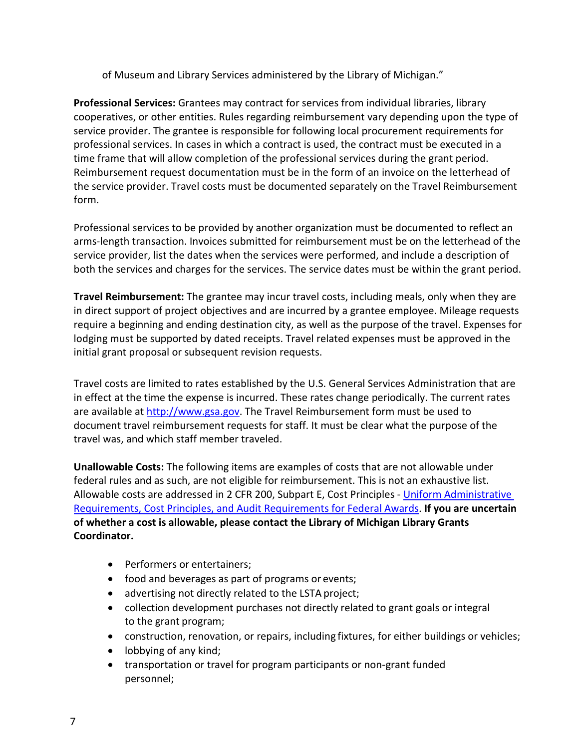of Museum and Library Services administered by the Library of Michigan."

**Professional Services:** Grantees may contract for services from individual libraries, library cooperatives, or other entities. Rules regarding reimbursement vary depending upon the type of service provider. The grantee is responsible for following local procurement requirements for professional services. In cases in which a contract is used, the contract must be executed in a time frame that will allow completion of the professional services during the grant period. Reimbursement request documentation must be in the form of an invoice on the letterhead of the service provider. Travel costs must be documented separately on the Travel Reimbursement form.

Professional services to be provided by another organization must be documented to reflect an arms-length transaction. Invoices submitted for reimbursement must be on the letterhead of the service provider, list the dates when the services were performed, and include a description of both the services and charges for the services. The service dates must be within the grant period.

**Travel Reimbursement:** The grantee may incur travel costs, including meals, only when they are in direct support of project objectives and are incurred by a grantee employee. Mileage requests require a beginning and ending destination city, as well as the purpose of the travel. Expenses for lodging must be supported by dated receipts. Travel related expenses must be approved in the initial grant proposal or subsequent revision requests.

Travel costs are limited to rates established by the U.S. General Services Administration that are in effect at the time the expense is incurred. These rates change periodically. The current rates are available at [http://www.gsa.gov](http://www.gsa.gov). The Travel Reimbursement form must be used to document travel reimbursement requests for staff. It must be clear what the purpose of the travel was, and which staff member traveled.

**Unallowable Costs:** The following items are examples of costs that are not allowable under federal rules and as such, are not eligible for reimbursement. This is not an exhaustive list. Allowable costs are addressed in 2 CFR 200, Subpart E, Cost Principles - Uniform Administrative Requirements, Cost Principles, and Audit Requirements for Federal Awards. **If you are uncertain of whether a cost is allowable, please contact the Library of Michigan Library Grants Coordinator.**

- Performers or entertainers;
- food and beverages as part of programs or events;
- advertising not directly related to the LSTA project;
- collection development purchases not directly related to grant goals or integral to the grant program;
- construction, renovation, or repairs, including fixtures, for either buildings or vehicles;
- lobbying of any kind;
- transportation or travel for program participants or non-grant funded personnel;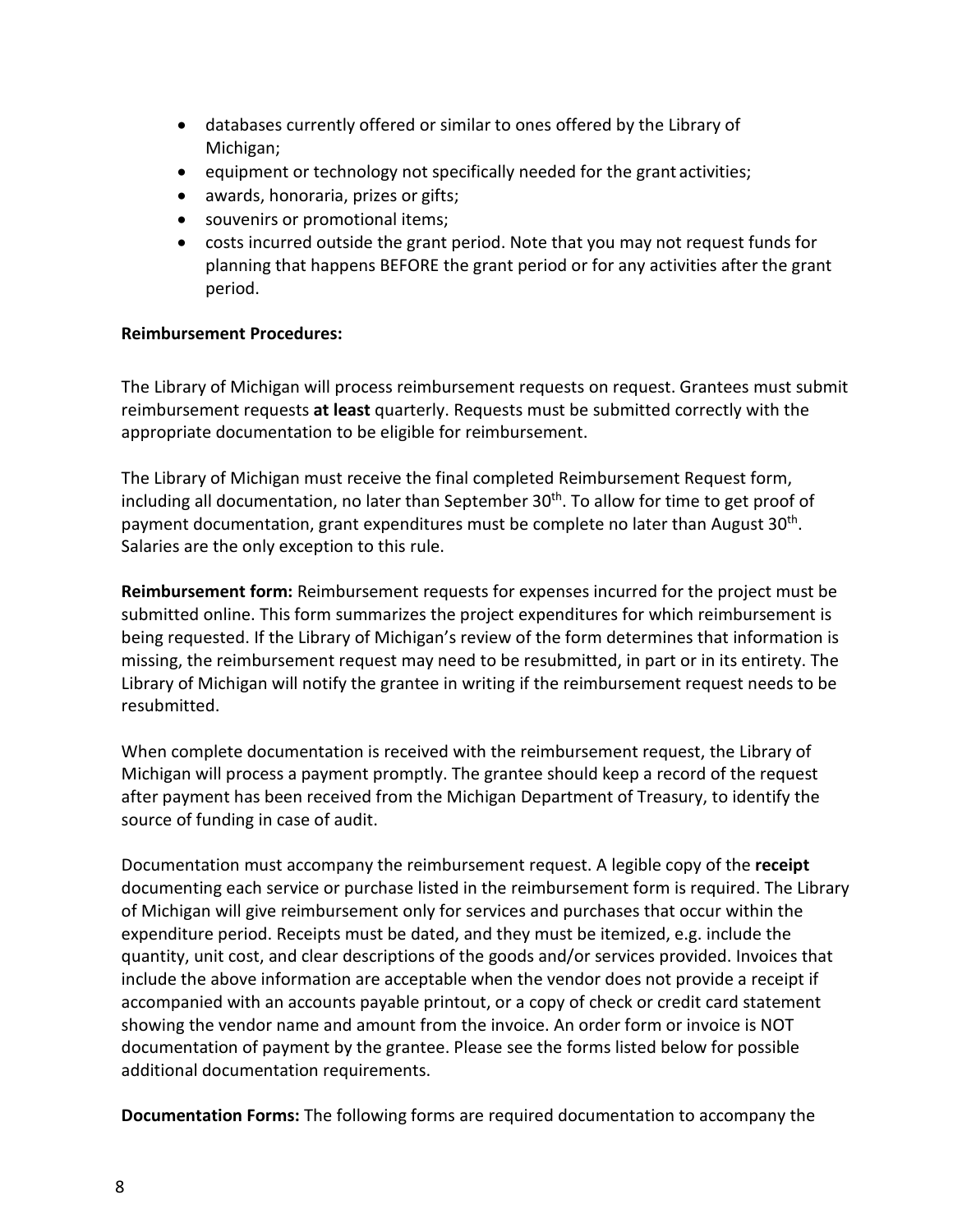- databases currently offered or similar to ones offered by the Library of Michigan;
- equipment or technology not specifically needed for the grant activities;
- awards, honoraria, prizes or gifts;
- souvenirs or promotional items;
- costs incurred outside the grant period. Note that you may not request funds for planning that happens BEFORE the grant period or for any activities after the grant period.

**Reimbursement Procedures:**

The Library of Michigan will process reimbursement requests on request. Grantees must submit reimbursement requests **at least** quarterly. Requests must be submitted correctly with the appropriate documentation to be eligible for reimbursement.

The Library of Michigan must receive the final completed Reimbursement Request form, including all documentation, no later than September 30th. To allow for time to get proof of payment documentation, grant expenditures must be complete no later than August 30th. Salaries are the only exception to this rule.

**Reimbursement form:** Reimbursement requests for expenses incurred for the project must be submitted online. This form summarizes the project expenditures for which reimbursement is being requested. If the Library of Michigan's review of the form determines that information is missing, the reimbursement request may need to be resubmitted, in part or in its entirety. The Library of Michigan will notify the grantee in writing if the reimbursement request needs to be resubmitted.

When complete documentation is received with the reimbursement request, the Library of Michigan will process a payment promptly. The grantee should keep a record of the request after payment has been received from the Michigan Department of Treasury, to identify the source of funding in case of audit.

Documentation must accompany the reimbursement request. A legible copy of the **receipt** documenting each service or purchase listed in the reimbursement form is required. The Library of Michigan will give reimbursement only for services and purchases that occur within the expenditure period. Receipts must be dated, and they must be itemized, e.g. include the quantity, unit cost, and clear descriptions of the goods and/or services provided. Invoices that include the above information are acceptable when the vendor does not provide a receipt if accompanied with an accounts payable printout, or a copy of check or credit card statement showing the vendor name and amount from the invoice. An order form or invoice is NOT documentation of payment by the grantee. Please see the forms listed below for possible additional documentation requirements.

**Documentation Forms:** The following forms are required documentation to accompany the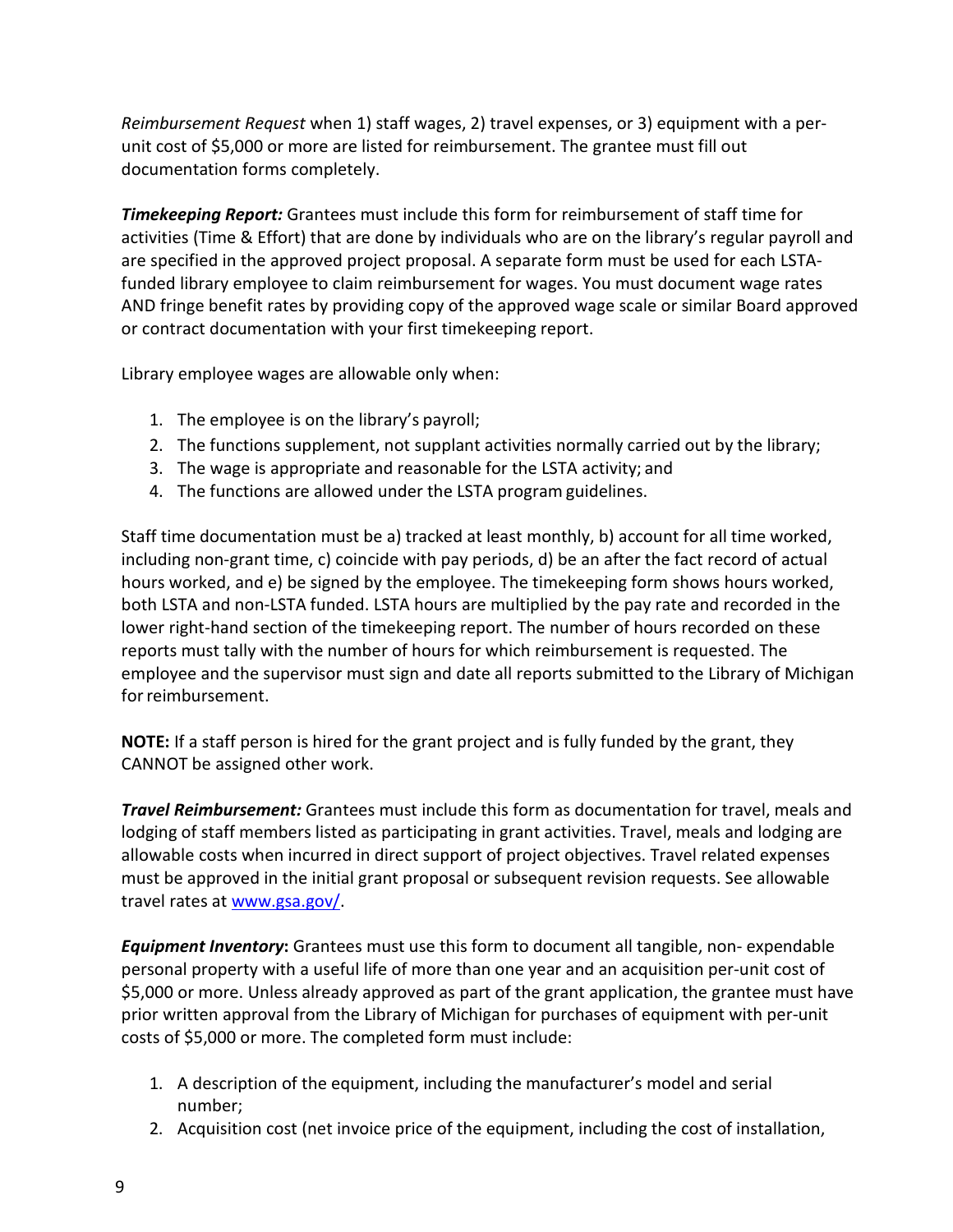*Reimbursement Request* when 1) staff wages, 2) travel expenses, or 3) equipment with a per-unit cost of $5,000 or more are listed for reimbursement. The grantee must fill out documentation forms completely.

***Timekeeping Report:*** Grantees must include this form for reimbursement of staff time for activities (Time & Effort) that are done by individuals who are on the library's regular payroll and are specified in the approved project proposal. A separate form must be used for each LSTA-funded library employee to claim reimbursement for wages. You must document wage rates AND fringe benefit rates by providing copy of the approved wage scale or similar Board approved or contract documentation with your first timekeeping report.

Library employee wages are allowable only when:

1. The employee is on the library's payroll;
2. The functions supplement, not supplant activities normally carried out by the library;
3. The wage is appropriate and reasonable for the LSTA activity; and
4. The functions are allowed under the LSTA program guidelines.

Staff time documentation must be a) tracked at least monthly, b) account for all time worked, including non-grant time, c) coincide with pay periods, d) be an after the fact record of actual hours worked, and e) be signed by the employee. The timekeeping form shows hours worked, both LSTA and non-LSTA funded. LSTA hours are multiplied by the pay rate and recorded in the lower right-hand section of the timekeeping report. The number of hours recorded on these reports must tally with the number of hours for which reimbursement is requested. The employee and the supervisor must sign and date all reports submitted to the Library of Michigan for reimbursement.

**NOTE:** If a staff person is hired for the grant project and is fully funded by the grant, they CANNOT be assigned other work.

***Travel Reimbursement:*** Grantees must include this form as documentation for travel, meals and lodging of staff members listed as participating in grant activities. Travel, meals and lodging are allowable costs when incurred in direct support of project objectives. Travel related expenses must be approved in the initial grant proposal or subsequent revision requests. See allowable travel rates at [www.gsa.gov/](www.gsa.gov/).

***Equipment Inventory*****:** Grantees must use this form to document all tangible, non- expendable personal property with a useful life of more than one year and an acquisition per-unit cost of $5,000 or more. Unless already approved as part of the grant application, the grantee must have prior written approval from the Library of Michigan for purchases of equipment with per-unit costs of $5,000 or more. The completed form must include:

1. A description of the equipment, including the manufacturer's model and serial number;
2. Acquisition cost (net invoice price of the equipment, including the cost of installation,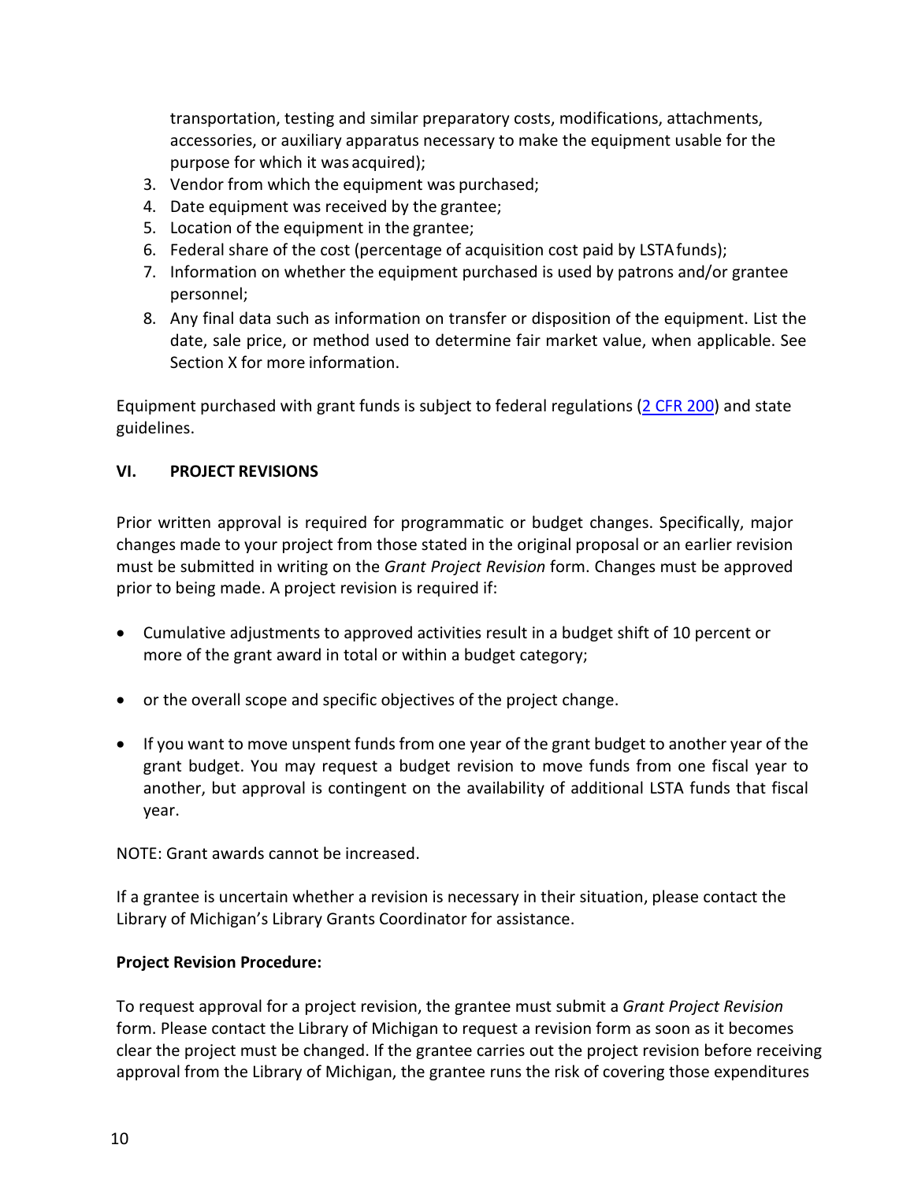transportation, testing and similar preparatory costs, modifications, attachments, accessories, or auxiliary apparatus necessary to make the equipment usable for the purpose for which it was acquired);

3. Vendor from which the equipment was purchased;
4. Date equipment was received by the grantee;
5. Location of the equipment in the grantee;
6. Federal share of the cost (percentage of acquisition cost paid by LSTA funds);
7. Information on whether the equipment purchased is used by patrons and/or grantee personnel;
8. Any final data such as information on transfer or disposition of the equipment. List the date, sale price, or method used to determine fair market value, when applicable. See Section X for more information.

Equipment purchased with grant funds is subject to federal regulations ([2 CFR 200]) and state guidelines.

## VI. PROJECT REVISIONS

Prior written approval is required for programmatic or budget changes. Specifically, major changes made to your project from those stated in the original proposal or an earlier revision must be submitted in writing on the *Grant Project Revision* form. Changes must be approved prior to being made. A project revision is required if:

- Cumulative adjustments to approved activities result in a budget shift of 10 percent or more of the grant award in total or within a budget category;
- or the overall scope and specific objectives of the project change.
- If you want to move unspent funds from one year of the grant budget to another year of the grant budget. You may request a budget revision to move funds from one fiscal year to another, but approval is contingent on the availability of additional LSTA funds that fiscal year.

NOTE: Grant awards cannot be increased.

If a grantee is uncertain whether a revision is necessary in their situation, please contact the Library of Michigan's Library Grants Coordinator for assistance.

**Project Revision Procedure:**

To request approval for a project revision, the grantee must submit a *Grant Project Revision* form. Please contact the Library of Michigan to request a revision form as soon as it becomes clear the project must be changed. If the grantee carries out the project revision before receiving approval from the Library of Michigan, the grantee runs the risk of covering those expenditures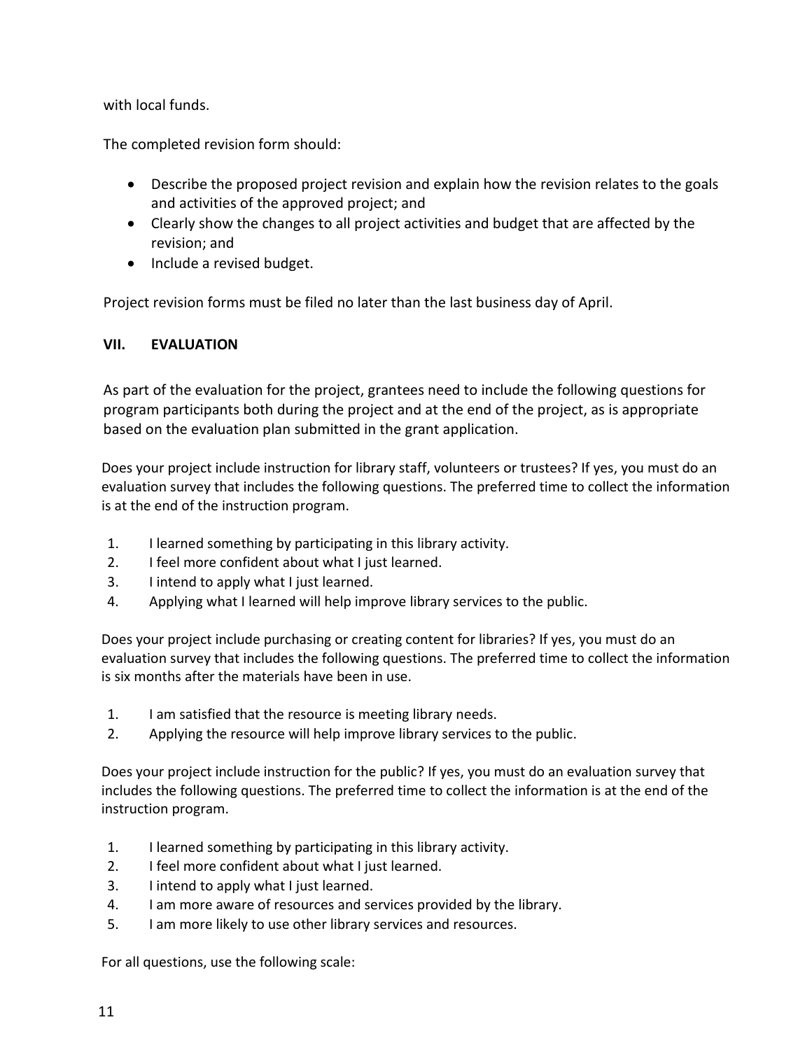with local funds.

The completed revision form should:

- Describe the proposed project revision and explain how the revision relates to the goals and activities of the approved project; and
- Clearly show the changes to all project activities and budget that are affected by the revision; and
- Include a revised budget.

Project revision forms must be filed no later than the last business day of April.

## VII. EVALUATION

As part of the evaluation for the project, grantees need to include the following questions for program participants both during the project and at the end of the project, as is appropriate based on the evaluation plan submitted in the grant application.

Does your project include instruction for library staff, volunteers or trustees? If yes, you must do an evaluation survey that includes the following questions. The preferred time to collect the information is at the end of the instruction program.

1. I learned something by participating in this library activity.
2. I feel more confident about what I just learned.
3. I intend to apply what I just learned.
4. Applying what I learned will help improve library services to the public.

Does your project include purchasing or creating content for libraries? If yes, you must do an evaluation survey that includes the following questions. The preferred time to collect the information is six months after the materials have been in use.

1. I am satisfied that the resource is meeting library needs.
2. Applying the resource will help improve library services to the public.

Does your project include instruction for the public? If yes, you must do an evaluation survey that includes the following questions. The preferred time to collect the information is at the end of the instruction program.

1. I learned something by participating in this library activity.
2. I feel more confident about what I just learned.
3. I intend to apply what I just learned.
4. I am more aware of resources and services provided by the library.
5. I am more likely to use other library services and resources.

For all questions, use the following scale: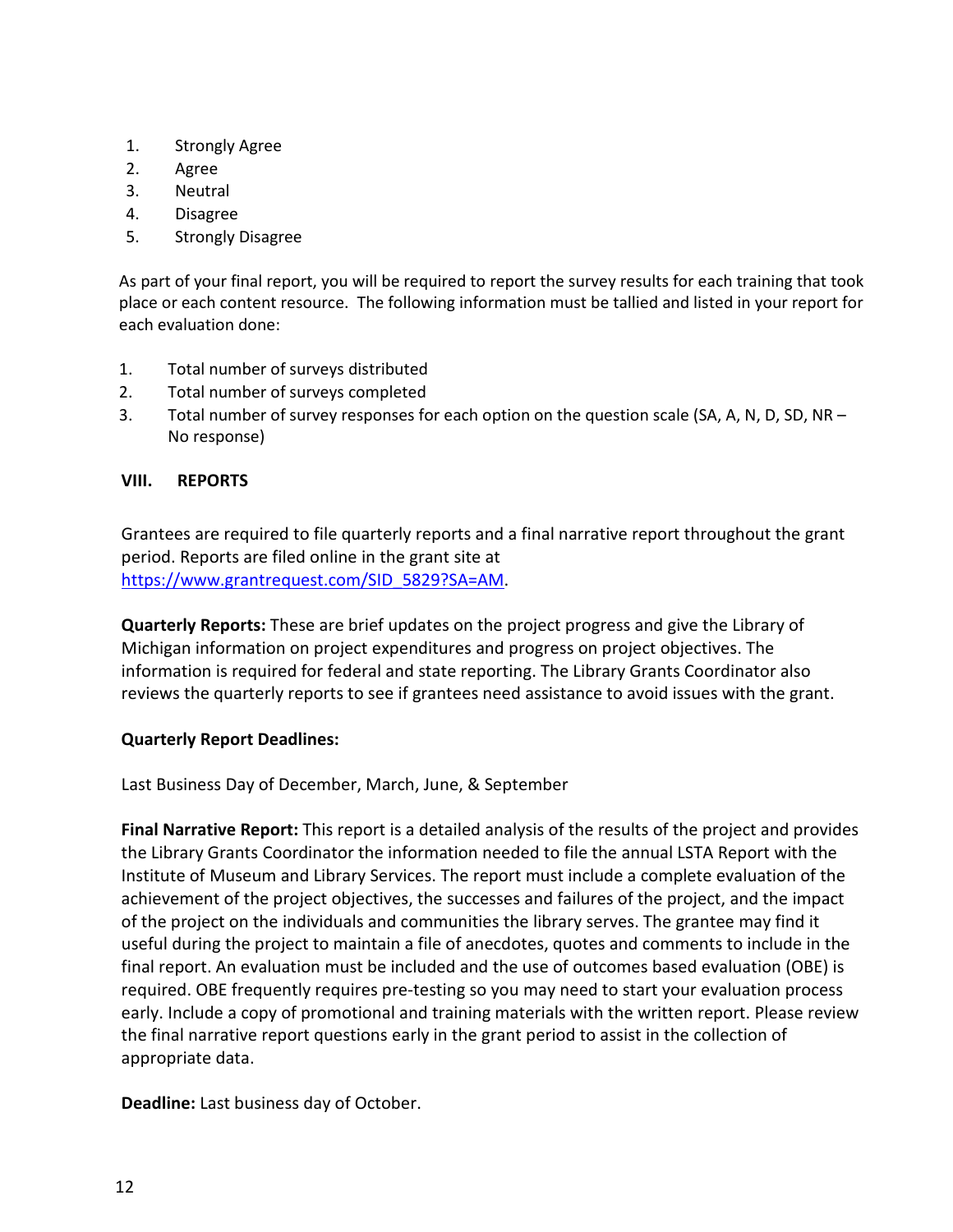1. Strongly Agree
2. Agree
3. Neutral
4. Disagree
5. Strongly Disagree

As part of your final report, you will be required to report the survey results for each training that took place or each content resource. The following information must be tallied and listed in your report for each evaluation done:

1. Total number of surveys distributed
2. Total number of surveys completed
3. Total number of survey responses for each option on the question scale (SA, A, N, D, SD, NR – No response)

## VIII. REPORTS

Grantees are required to file quarterly reports and a final narrative report throughout the grant period. Reports are filed online in the grant site at [https://www.grantrequest.com/SID_5829?SA=AM](https://www.grantrequest.com/SID_5829?SA=AM).

**Quarterly Reports:** These are brief updates on the project progress and give the Library of Michigan information on project expenditures and progress on project objectives. The information is required for federal and state reporting. The Library Grants Coordinator also reviews the quarterly reports to see if grantees need assistance to avoid issues with the grant.

**Quarterly Report Deadlines:**

Last Business Day of December, March, June, & September

**Final Narrative Report:** This report is a detailed analysis of the results of the project and provides the Library Grants Coordinator the information needed to file the annual LSTA Report with the Institute of Museum and Library Services. The report must include a complete evaluation of the achievement of the project objectives, the successes and failures of the project, and the impact of the project on the individuals and communities the library serves. The grantee may find it useful during the project to maintain a file of anecdotes, quotes and comments to include in the final report. An evaluation must be included and the use of outcomes based evaluation (OBE) is required. OBE frequently requires pre-testing so you may need to start your evaluation process early. Include a copy of promotional and training materials with the written report. Please review the final narrative report questions early in the grant period to assist in the collection of appropriate data.

**Deadline:** Last business day of October.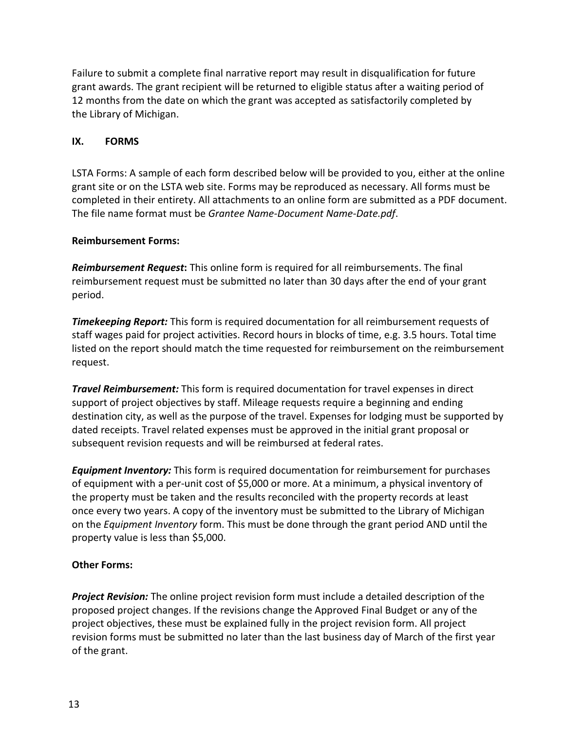Failure to submit a complete final narrative report may result in disqualification for future grant awards. The grant recipient will be returned to eligible status after a waiting period of 12 months from the date on which the grant was accepted as satisfactorily completed by the Library of Michigan.

## IX. FORMS

LSTA Forms: A sample of each form described below will be provided to you, either at the online grant site or on the LSTA web site. Forms may be reproduced as necessary. All forms must be completed in their entirety. All attachments to an online form are submitted as a PDF document. The file name format must be *Grantee Name-Document Name-Date.pdf*.

**Reimbursement Forms:**

***Reimbursement Request*:** This online form is required for all reimbursements. The final reimbursement request must be submitted no later than 30 days after the end of your grant period.

***Timekeeping Report:*** This form is required documentation for all reimbursement requests of staff wages paid for project activities. Record hours in blocks of time, e.g. 3.5 hours. Total time listed on the report should match the time requested for reimbursement on the reimbursement request.

***Travel Reimbursement:*** This form is required documentation for travel expenses in direct support of project objectives by staff. Mileage requests require a beginning and ending destination city, as well as the purpose of the travel. Expenses for lodging must be supported by dated receipts. Travel related expenses must be approved in the initial grant proposal or subsequent revision requests and will be reimbursed at federal rates.

***Equipment Inventory:*** This form is required documentation for reimbursement for purchases of equipment with a per-unit cost of $5,000 or more. At a minimum, a physical inventory of the property must be taken and the results reconciled with the property records at least once every two years. A copy of the inventory must be submitted to the Library of Michigan on the *Equipment Inventory* form. This must be done through the grant period AND until the property value is less than $5,000.

**Other Forms:**

***Project Revision:*** The online project revision form must include a detailed description of the proposed project changes. If the revisions change the Approved Final Budget or any of the project objectives, these must be explained fully in the project revision form. All project revision forms must be submitted no later than the last business day of March of the first year of the grant.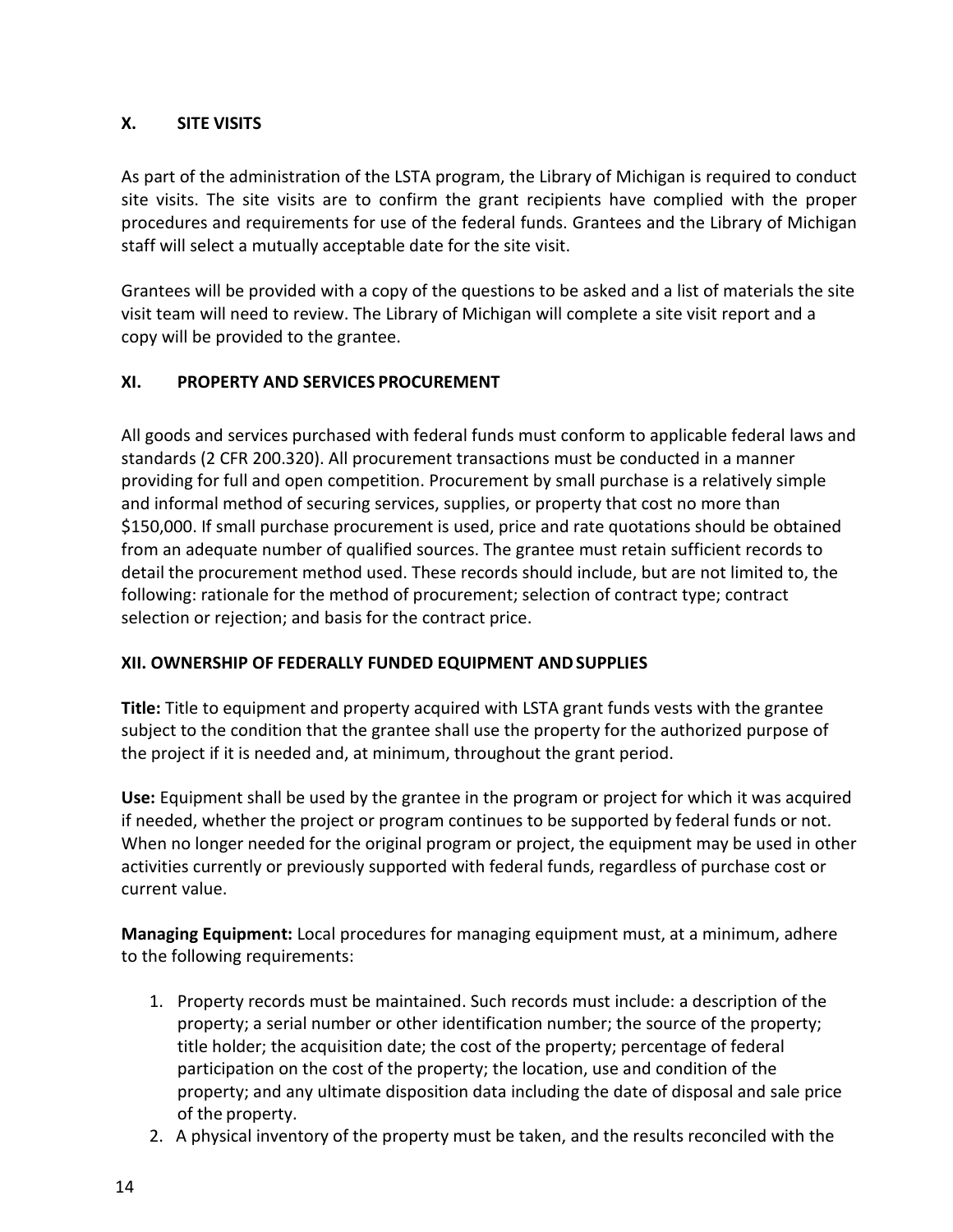## X. SITE VISITS

As part of the administration of the LSTA program, the Library of Michigan is required to conduct site visits. The site visits are to confirm the grant recipients have complied with the proper procedures and requirements for use of the federal funds. Grantees and the Library of Michigan staff will select a mutually acceptable date for the site visit.

Grantees will be provided with a copy of the questions to be asked and a list of materials the site visit team will need to review. The Library of Michigan will complete a site visit report and a copy will be provided to the grantee.

## XI. PROPERTY AND SERVICES PROCUREMENT

All goods and services purchased with federal funds must conform to applicable federal laws and standards (2 CFR 200.320). All procurement transactions must be conducted in a manner providing for full and open competition. Procurement by small purchase is a relatively simple and informal method of securing services, supplies, or property that cost no more than $150,000. If small purchase procurement is used, price and rate quotations should be obtained from an adequate number of qualified sources. The grantee must retain sufficient records to detail the procurement method used. These records should include, but are not limited to, the following: rationale for the method of procurement; selection of contract type; contract selection or rejection; and basis for the contract price.

## XII. OWNERSHIP OF FEDERALLY FUNDED EQUIPMENT AND SUPPLIES

**Title:** Title to equipment and property acquired with LSTA grant funds vests with the grantee subject to the condition that the grantee shall use the property for the authorized purpose of the project if it is needed and, at minimum, throughout the grant period.

**Use:** Equipment shall be used by the grantee in the program or project for which it was acquired if needed, whether the project or program continues to be supported by federal funds or not. When no longer needed for the original program or project, the equipment may be used in other activities currently or previously supported with federal funds, regardless of purchase cost or current value.

**Managing Equipment:** Local procedures for managing equipment must, at a minimum, adhere to the following requirements:

1. Property records must be maintained. Such records must include: a description of the property; a serial number or other identification number; the source of the property; title holder; the acquisition date; the cost of the property; percentage of federal participation on the cost of the property; the location, use and condition of the property; and any ultimate disposition data including the date of disposal and sale price of the property.
2. A physical inventory of the property must be taken, and the results reconciled with the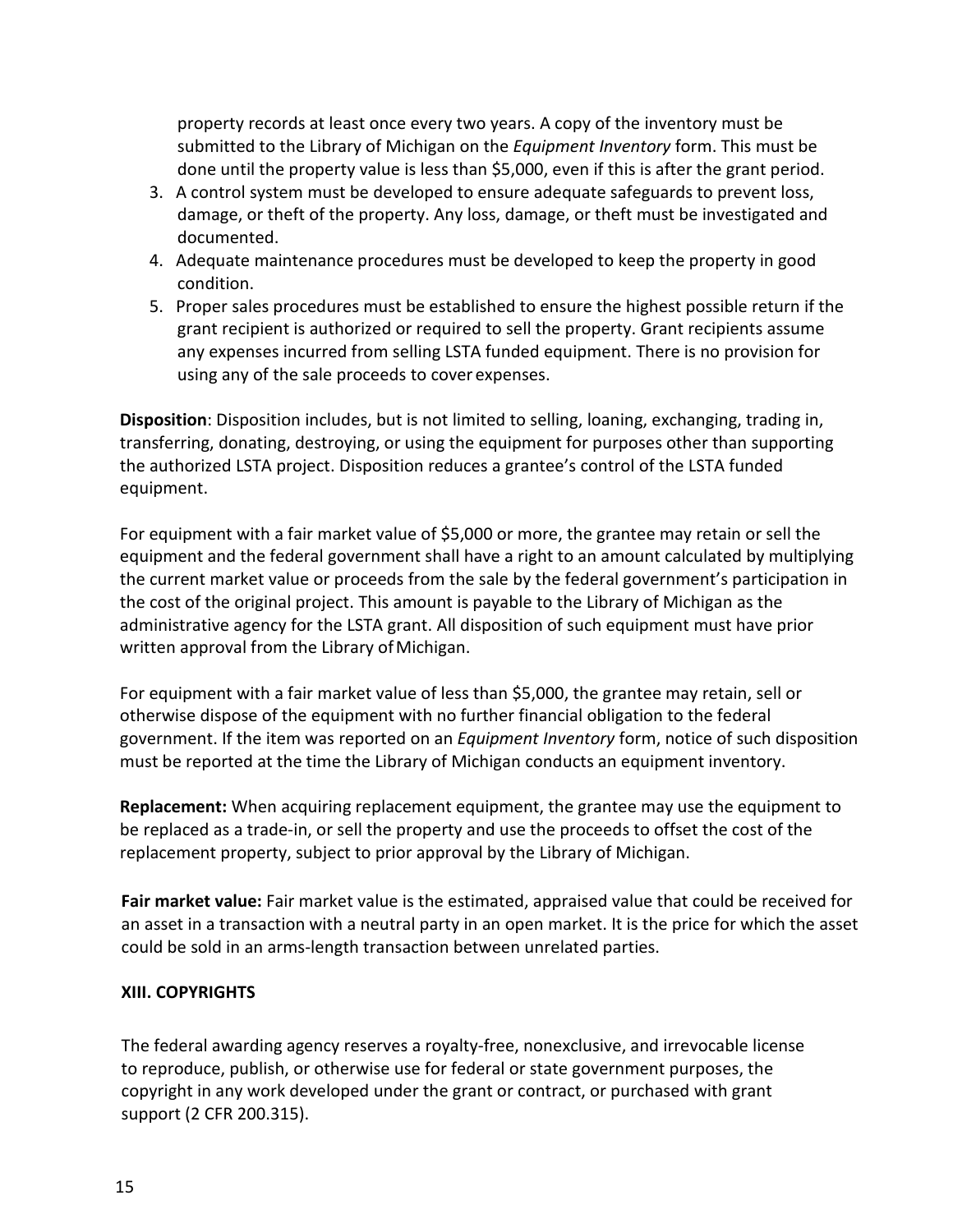property records at least once every two years. A copy of the inventory must be submitted to the Library of Michigan on the *Equipment Inventory* form. This must be done until the property value is less than $5,000, even if this is after the grant period.

3. A control system must be developed to ensure adequate safeguards to prevent loss, damage, or theft of the property. Any loss, damage, or theft must be investigated and documented.
4. Adequate maintenance procedures must be developed to keep the property in good condition.
5. Proper sales procedures must be established to ensure the highest possible return if the grant recipient is authorized or required to sell the property. Grant recipients assume any expenses incurred from selling LSTA funded equipment. There is no provision for using any of the sale proceeds to cover expenses.

**Disposition**: Disposition includes, but is not limited to selling, loaning, exchanging, trading in, transferring, donating, destroying, or using the equipment for purposes other than supporting the authorized LSTA project. Disposition reduces a grantee's control of the LSTA funded equipment.

For equipment with a fair market value of $5,000 or more, the grantee may retain or sell the equipment and the federal government shall have a right to an amount calculated by multiplying the current market value or proceeds from the sale by the federal government's participation in the cost of the original project. This amount is payable to the Library of Michigan as the administrative agency for the LSTA grant. All disposition of such equipment must have prior written approval from the Library of Michigan.

For equipment with a fair market value of less than $5,000, the grantee may retain, sell or otherwise dispose of the equipment with no further financial obligation to the federal government. If the item was reported on an *Equipment Inventory* form, notice of such disposition must be reported at the time the Library of Michigan conducts an equipment inventory.

**Replacement:** When acquiring replacement equipment, the grantee may use the equipment to be replaced as a trade-in, or sell the property and use the proceeds to offset the cost of the replacement property, subject to prior approval by the Library of Michigan.

**Fair market value:** Fair market value is the estimated, appraised value that could be received for an asset in a transaction with a neutral party in an open market. It is the price for which the asset could be sold in an arms-length transaction between unrelated parties.

## XIII. COPYRIGHTS

The federal awarding agency reserves a royalty-free, nonexclusive, and irrevocable license to reproduce, publish, or otherwise use for federal or state government purposes, the copyright in any work developed under the grant or contract, or purchased with grant support (2 CFR 200.315).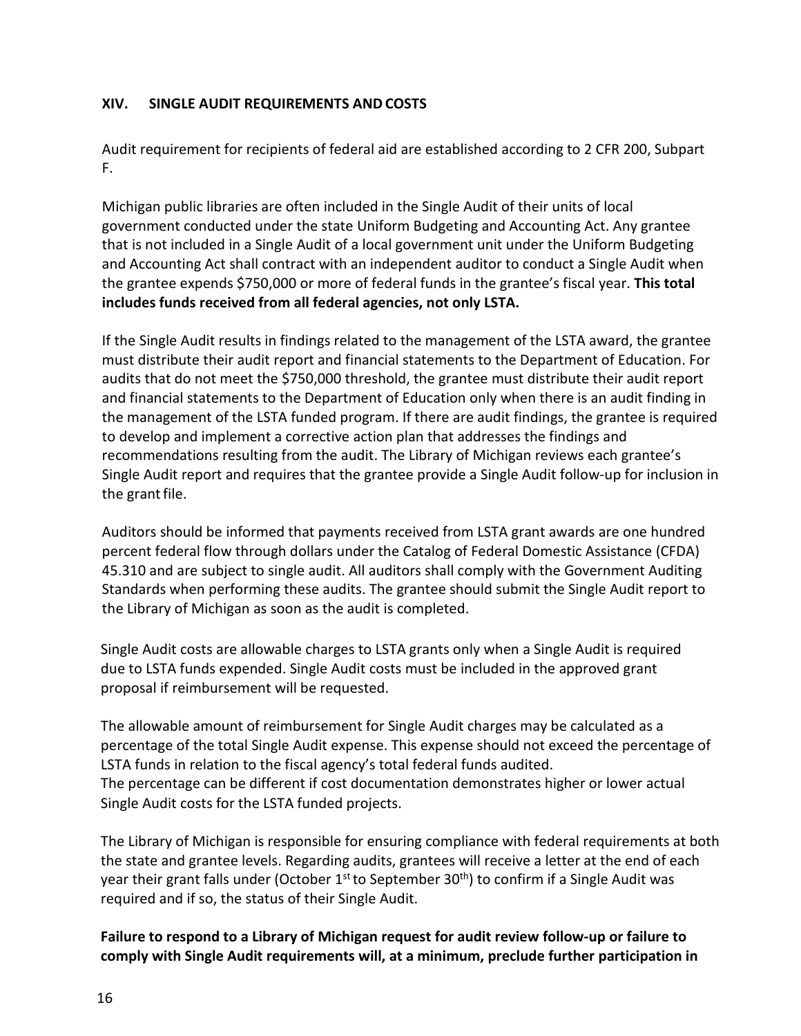## XIV. SINGLE AUDIT REQUIREMENTS AND COSTS

Audit requirement for recipients of federal aid are established according to 2 CFR 200, Subpart F.

Michigan public libraries are often included in the Single Audit of their units of local government conducted under the state Uniform Budgeting and Accounting Act. Any grantee that is not included in a Single Audit of a local government unit under the Uniform Budgeting and Accounting Act shall contract with an independent auditor to conduct a Single Audit when the grantee expends $750,000 or more of federal funds in the grantee's fiscal year. **This total includes funds received from all federal agencies, not only LSTA.**

If the Single Audit results in findings related to the management of the LSTA award, the grantee must distribute their audit report and financial statements to the Department of Education. For audits that do not meet the $750,000 threshold, the grantee must distribute their audit report and financial statements to the Department of Education only when there is an audit finding in the management of the LSTA funded program. If there are audit findings, the grantee is required to develop and implement a corrective action plan that addresses the findings and recommendations resulting from the audit. The Library of Michigan reviews each grantee's Single Audit report and requires that the grantee provide a Single Audit follow-up for inclusion in the grant file.

Auditors should be informed that payments received from LSTA grant awards are one hundred percent federal flow through dollars under the Catalog of Federal Domestic Assistance (CFDA) 45.310 and are subject to single audit. All auditors shall comply with the Government Auditing Standards when performing these audits. The grantee should submit the Single Audit report to the Library of Michigan as soon as the audit is completed.

Single Audit costs are allowable charges to LSTA grants only when a Single Audit is required due to LSTA funds expended. Single Audit costs must be included in the approved grant proposal if reimbursement will be requested.

The allowable amount of reimbursement for Single Audit charges may be calculated as a percentage of the total Single Audit expense. This expense should not exceed the percentage of LSTA funds in relation to the fiscal agency's total federal funds audited.
The percentage can be different if cost documentation demonstrates higher or lower actual Single Audit costs for the LSTA funded projects.

The Library of Michigan is responsible for ensuring compliance with federal requirements at both the state and grantee levels. Regarding audits, grantees will receive a letter at the end of each year their grant falls under (October 1st to September 30th) to confirm if a Single Audit was required and if so, the status of their Single Audit.

**Failure to respond to a Library of Michigan request for audit review follow-up or failure to comply with Single Audit requirements will, at a minimum, preclude further participation in**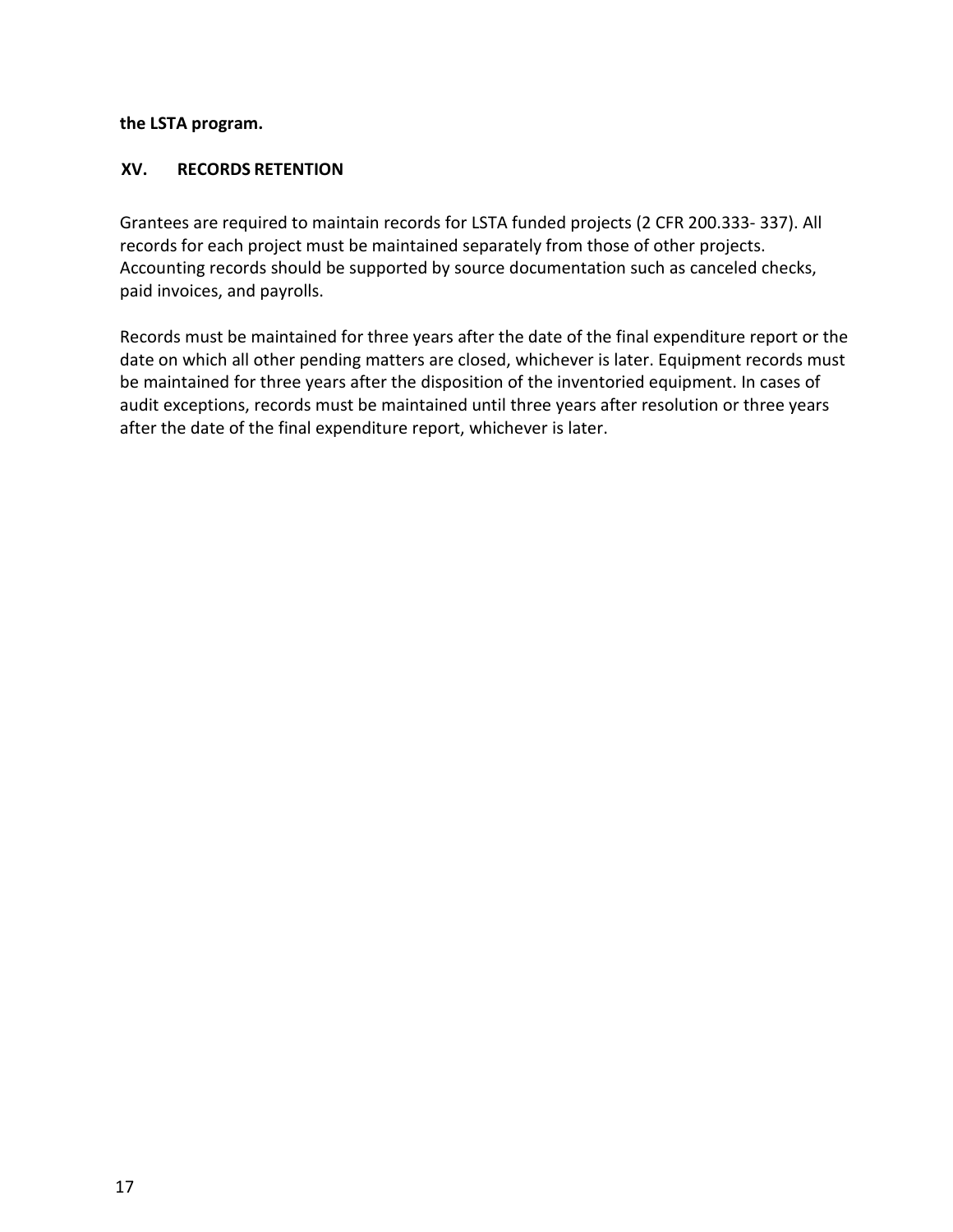**the LSTA program.**

## XV. RECORDS RETENTION

Grantees are required to maintain records for LSTA funded projects (2 CFR 200.333- 337). All records for each project must be maintained separately from those of other projects. Accounting records should be supported by source documentation such as canceled checks, paid invoices, and payrolls.

Records must be maintained for three years after the date of the final expenditure report or the date on which all other pending matters are closed, whichever is later. Equipment records must be maintained for three years after the disposition of the inventoried equipment. In cases of audit exceptions, records must be maintained until three years after resolution or three years after the date of the final expenditure report, whichever is later.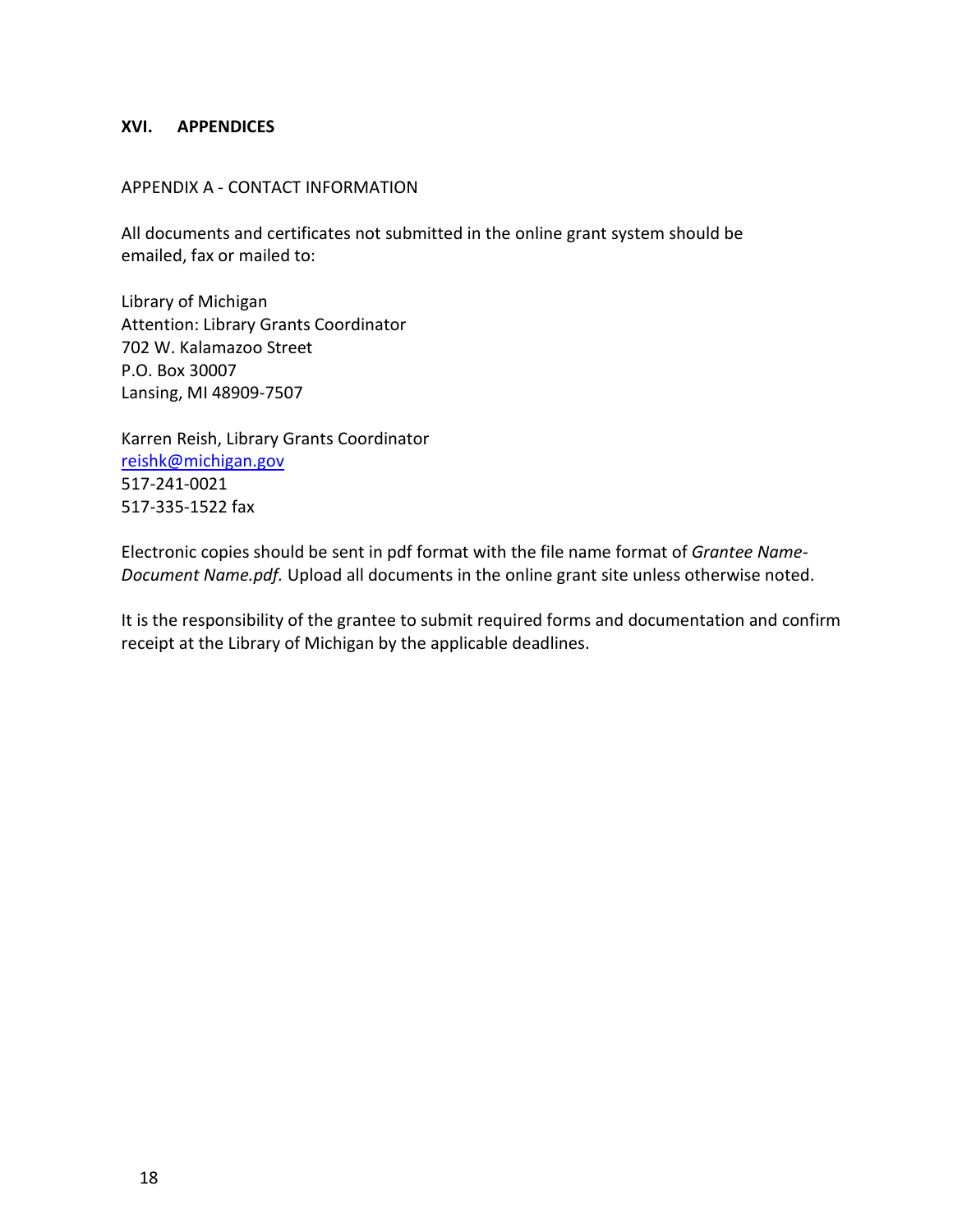## XVI. APPENDICES

APPENDIX A - CONTACT INFORMATION

All documents and certificates not submitted in the online grant system should be emailed, fax or mailed to:

Library of Michigan  
Attention: Library Grants Coordinator  
702 W. Kalamazoo Street  
P.O. Box 30007  
Lansing, MI 48909-7507

Karren Reish, Library Grants Coordinator  
[reishk@michigan.gov](mailto:reishk@michigan.gov)  
517-241-0021  
517-335-1522 fax

Electronic copies should be sent in pdf format with the file name format of *Grantee Name-Document Name.pdf.* Upload all documents in the online grant site unless otherwise noted.

It is the responsibility of the grantee to submit required forms and documentation and confirm receipt at the Library of Michigan by the applicable deadlines.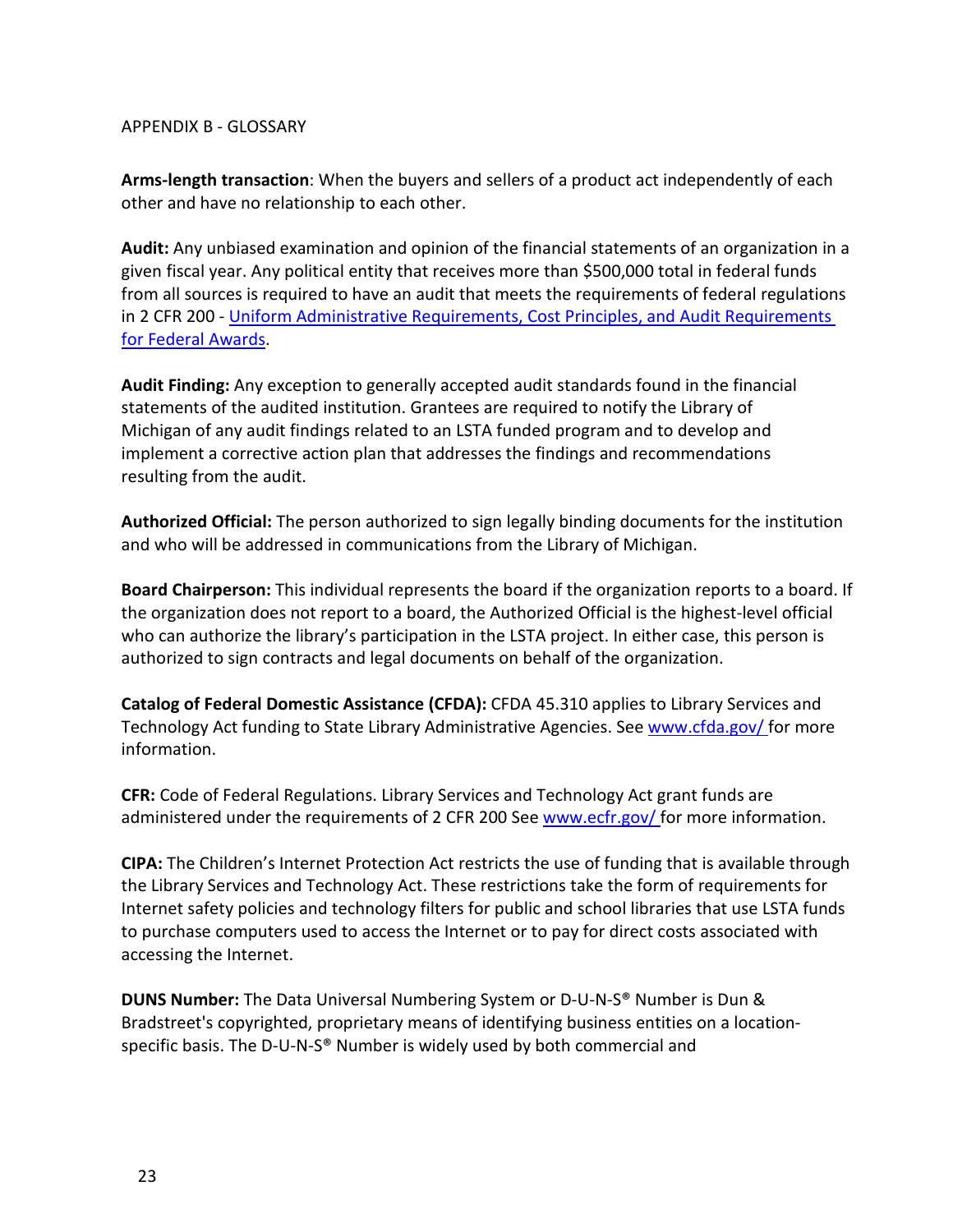APPENDIX B - GLOSSARY

**Arms-length transaction**: When the buyers and sellers of a product act independently of each other and have no relationship to each other.

**Audit:** Any unbiased examination and opinion of the financial statements of an organization in a given fiscal year. Any political entity that receives more than $500,000 total in federal funds from all sources is required to have an audit that meets the requirements of federal regulations in 2 CFR 200 - [Uniform Administrative Requirements, Cost Principles, and Audit Requirements for Federal Awards](#).

**Audit Finding:** Any exception to generally accepted audit standards found in the financial statements of the audited institution. Grantees are required to notify the Library of Michigan of any audit findings related to an LSTA funded program and to develop and implement a corrective action plan that addresses the findings and recommendations resulting from the audit.

**Authorized Official:** The person authorized to sign legally binding documents for the institution and who will be addressed in communications from the Library of Michigan.

**Board Chairperson:** This individual represents the board if the organization reports to a board. If the organization does not report to a board, the Authorized Official is the highest-level official who can authorize the library's participation in the LSTA project. In either case, this person is authorized to sign contracts and legal documents on behalf of the organization.

**Catalog of Federal Domestic Assistance (CFDA):** CFDA 45.310 applies to Library Services and Technology Act funding to State Library Administrative Agencies. See [www.cfda.gov/](http://www.cfda.gov/) for more information.

**CFR:** Code of Federal Regulations. Library Services and Technology Act grant funds are administered under the requirements of 2 CFR 200 See [www.ecfr.gov/](http://www.ecfr.gov/) for more information.

**CIPA:** The Children's Internet Protection Act restricts the use of funding that is available through the Library Services and Technology Act. These restrictions take the form of requirements for Internet safety policies and technology filters for public and school libraries that use LSTA funds to purchase computers used to access the Internet or to pay for direct costs associated with accessing the Internet.

**DUNS Number:** The Data Universal Numbering System or D-U-N-S® Number is Dun & Bradstreet's copyrighted, proprietary means of identifying business entities on a location-specific basis. The D-U-N-S® Number is widely used by both commercial and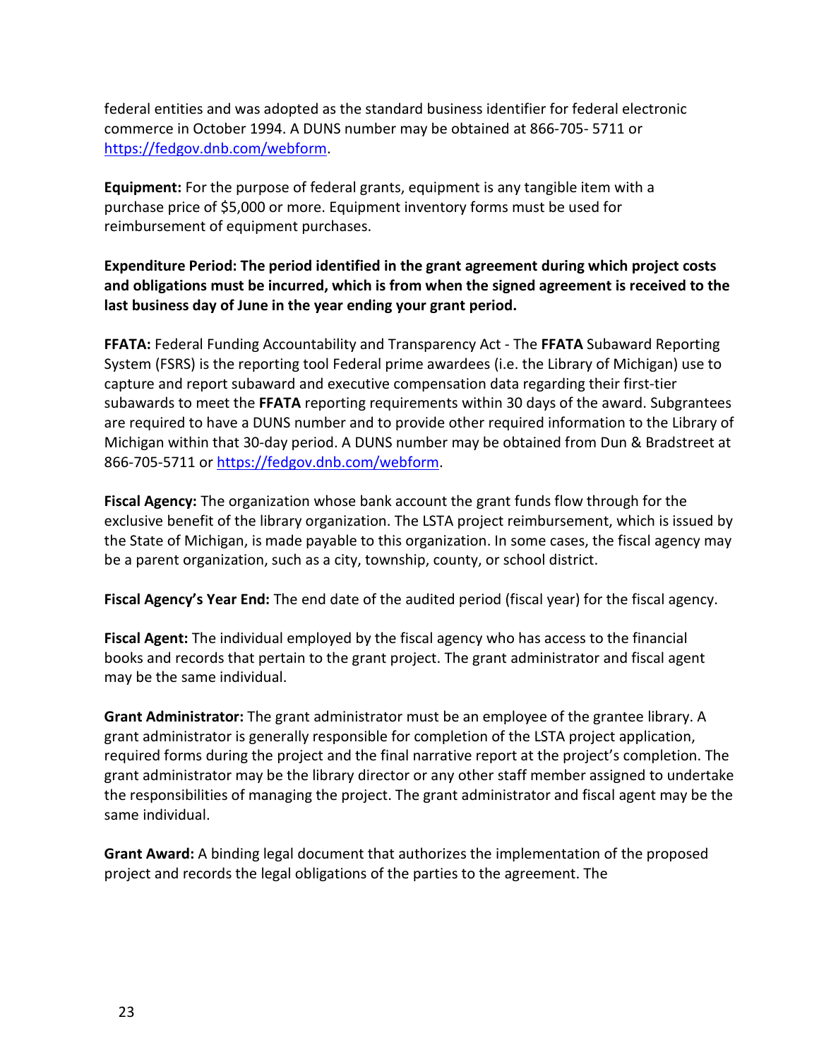federal entities and was adopted as the standard business identifier for federal electronic commerce in October 1994. A DUNS number may be obtained at 866-705- 5711 or [https://fedgov.dnb.com/webform](https://fedgov.dnb.com/webform).

**Equipment:** For the purpose of federal grants, equipment is any tangible item with a purchase price of $5,000 or more. Equipment inventory forms must be used for reimbursement of equipment purchases.

**Expenditure Period: The period identified in the grant agreement during which project costs and obligations must be incurred, which is from when the signed agreement is received to the last business day of June in the year ending your grant period.**

**FFATA:** Federal Funding Accountability and Transparency Act - The **FFATA** Subaward Reporting System (FSRS) is the reporting tool Federal prime awardees (i.e. the Library of Michigan) use to capture and report subaward and executive compensation data regarding their first-tier subawards to meet the **FFATA** reporting requirements within 30 days of the award. Subgrantees are required to have a DUNS number and to provide other required information to the Library of Michigan within that 30-day period. A DUNS number may be obtained from Dun & Bradstreet at 866-705-5711 or [https://fedgov.dnb.com/webform](https://fedgov.dnb.com/webform).

**Fiscal Agency:** The organization whose bank account the grant funds flow through for the exclusive benefit of the library organization. The LSTA project reimbursement, which is issued by the State of Michigan, is made payable to this organization. In some cases, the fiscal agency may be a parent organization, such as a city, township, county, or school district.

**Fiscal Agency's Year End:** The end date of the audited period (fiscal year) for the fiscal agency.

**Fiscal Agent:** The individual employed by the fiscal agency who has access to the financial books and records that pertain to the grant project. The grant administrator and fiscal agent may be the same individual.

**Grant Administrator:** The grant administrator must be an employee of the grantee library. A grant administrator is generally responsible for completion of the LSTA project application, required forms during the project and the final narrative report at the project's completion. The grant administrator may be the library director or any other staff member assigned to undertake the responsibilities of managing the project. The grant administrator and fiscal agent may be the same individual.

**Grant Award:** A binding legal document that authorizes the implementation of the proposed project and records the legal obligations of the parties to the agreement. The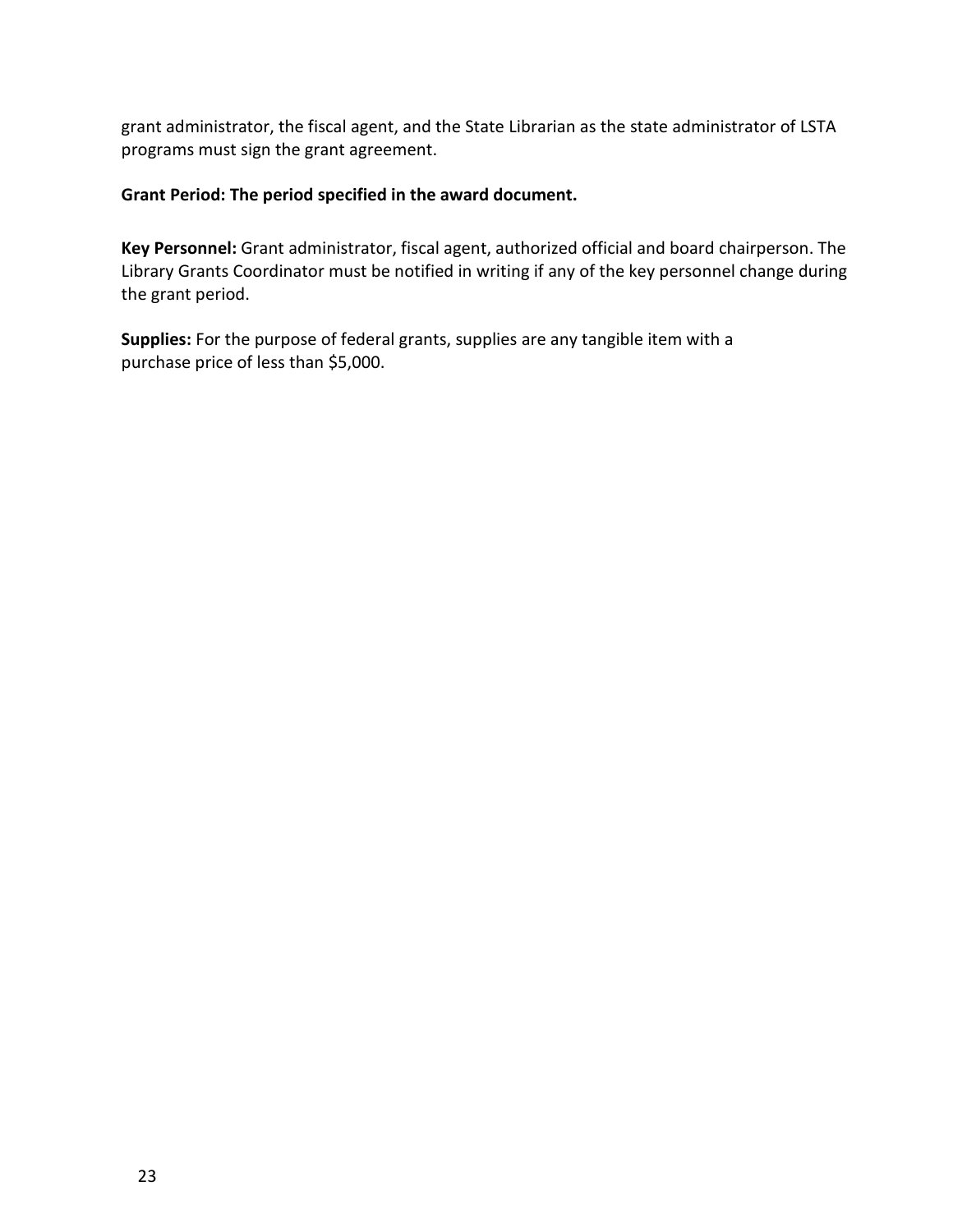grant administrator, the fiscal agent, and the State Librarian as the state administrator of LSTA programs must sign the grant agreement.

**Grant Period: The period specified in the award document.**

**Key Personnel:** Grant administrator, fiscal agent, authorized official and board chairperson. The Library Grants Coordinator must be notified in writing if any of the key personnel change during the grant period.

**Supplies:** For the purpose of federal grants, supplies are any tangible item with a purchase price of less than $5,000.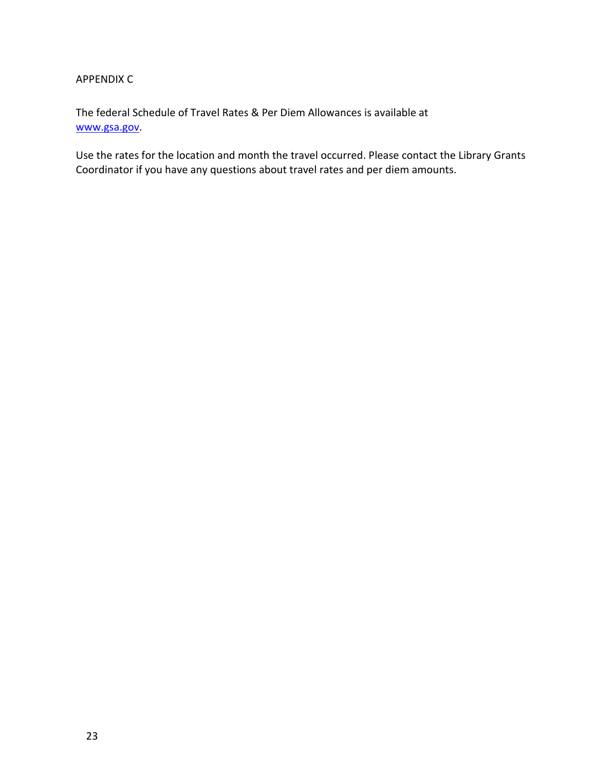# APPENDIX C

The federal Schedule of Travel Rates & Per Diem Allowances is available at [www.gsa.gov](http://www.gsa.gov).

Use the rates for the location and month the travel occurred. Please contact the Library Grants Coordinator if you have any questions about travel rates and per diem amounts.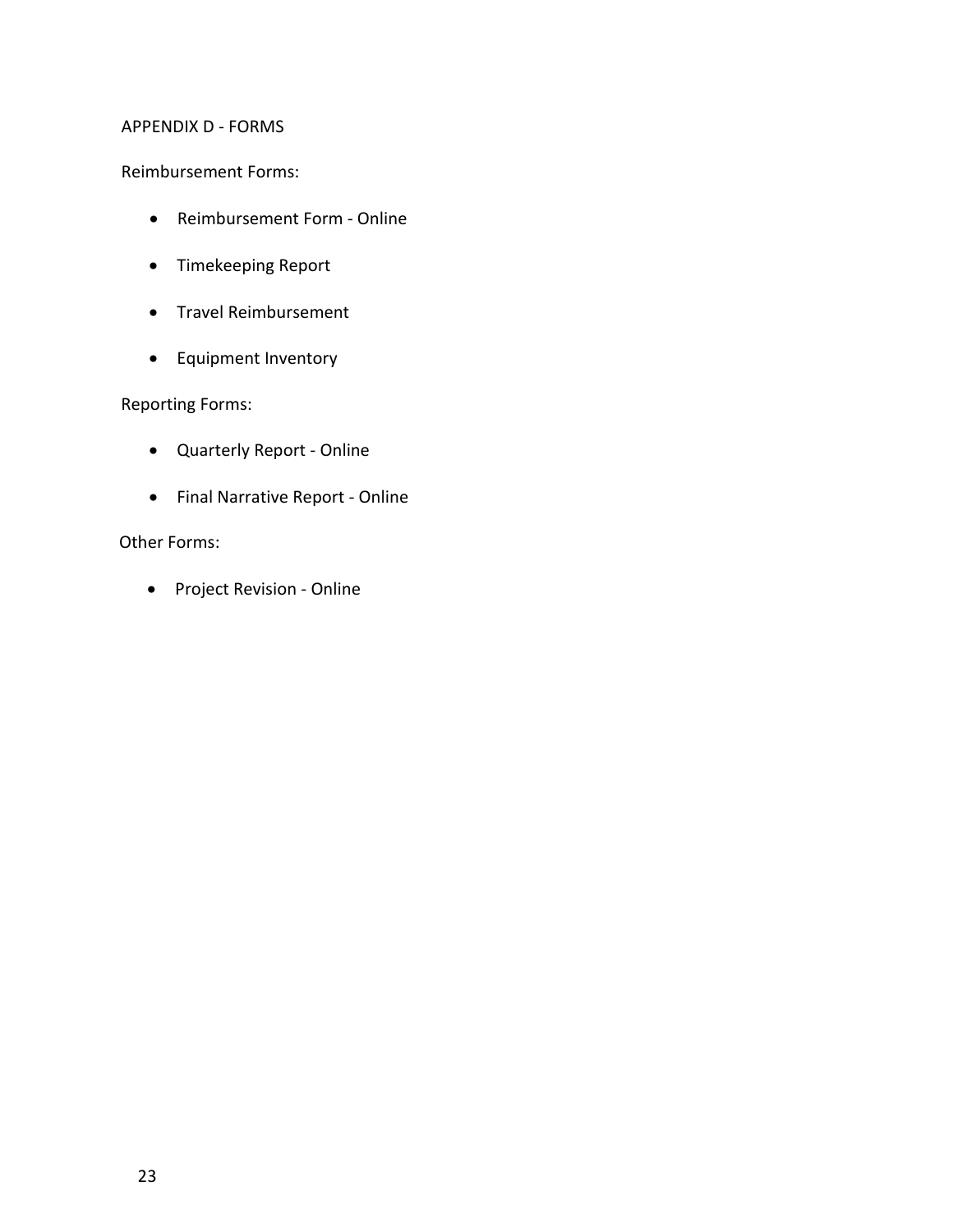# APPENDIX D - FORMS

Reimbursement Forms:

- Reimbursement Form - Online
- Timekeeping Report
- Travel Reimbursement
- Equipment Inventory

Reporting Forms:

- Quarterly Report - Online
- Final Narrative Report - Online

Other Forms:

- Project Revision - Online